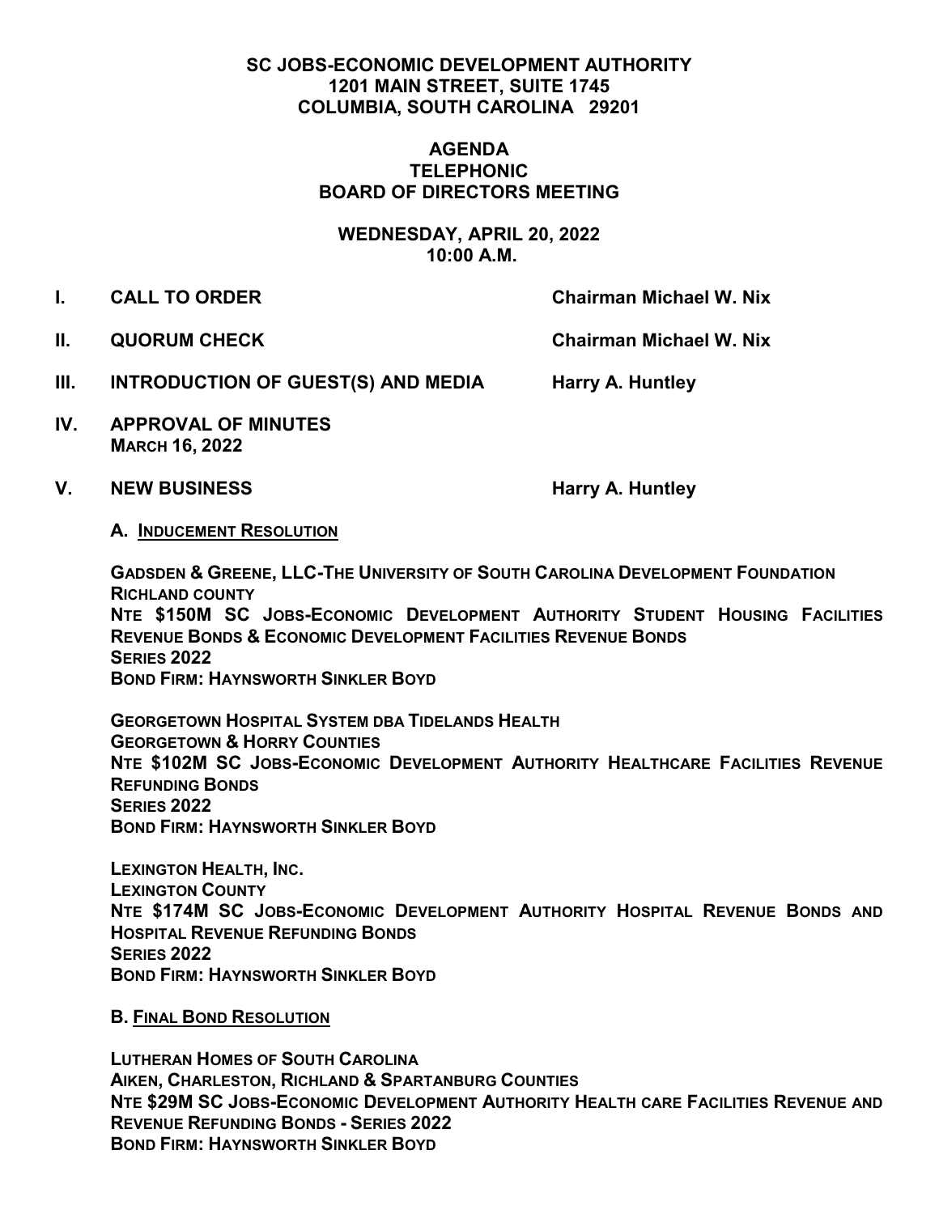**SC JOBS-ECONOMIC DEVELOPMENT AUTHORITY**
**1201 MAIN STREET, SUITE 1745**
**COLUMBIA, SOUTH CAROLINA 29201**

# AGENDA
## TELEPHONIC
## BOARD OF DIRECTORS MEETING

**WEDNESDAY, APRIL 20, 2022**
**10:00 A.M.**

**I. CALL TO ORDER** — **Chairman Michael W. Nix**

**II. QUORUM CHECK** — **Chairman Michael W. Nix**

**III. INTRODUCTION OF GUEST(S) AND MEDIA** — **Harry A. Huntley**

**IV. APPROVAL OF MINUTES**
**MARCH 16, 2022**

**V. NEW BUSINESS** — **Harry A. Huntley**

**A. INDUCEMENT RESOLUTION**

**GADSDEN & GREENE, LLC-THE UNIVERSITY OF SOUTH CAROLINA DEVELOPMENT FOUNDATION**
**RICHLAND COUNTY**
**NTE $150M SC JOBS-ECONOMIC DEVELOPMENT AUTHORITY STUDENT HOUSING FACILITIES REVENUE BONDS & ECONOMIC DEVELOPMENT FACILITIES REVENUE BONDS**
**SERIES 2022**
**BOND FIRM: HAYNSWORTH SINKLER BOYD**

**GEORGETOWN HOSPITAL SYSTEM DBA TIDELANDS HEALTH**
**GEORGETOWN & HORRY COUNTIES**
**NTE $102M SC JOBS-ECONOMIC DEVELOPMENT AUTHORITY HEALTHCARE FACILITIES REVENUE REFUNDING BONDS**
**SERIES 2022**
**BOND FIRM: HAYNSWORTH SINKLER BOYD**

**LEXINGTON HEALTH, INC.**
**LEXINGTON COUNTY**
**NTE $174M SC JOBS-ECONOMIC DEVELOPMENT AUTHORITY HOSPITAL REVENUE BONDS AND HOSPITAL REVENUE REFUNDING BONDS**
**SERIES 2022**
**BOND FIRM: HAYNSWORTH SINKLER BOYD**

**B. FINAL BOND RESOLUTION**

**LUTHERAN HOMES OF SOUTH CAROLINA**
**AIKEN, CHARLESTON, RICHLAND & SPARTANBURG COUNTIES**
**NTE $29M SC JOBS-ECONOMIC DEVELOPMENT AUTHORITY HEALTH CARE FACILITIES REVENUE AND REVENUE REFUNDING BONDS - SERIES 2022**
**BOND FIRM: HAYNSWORTH SINKLER BOYD**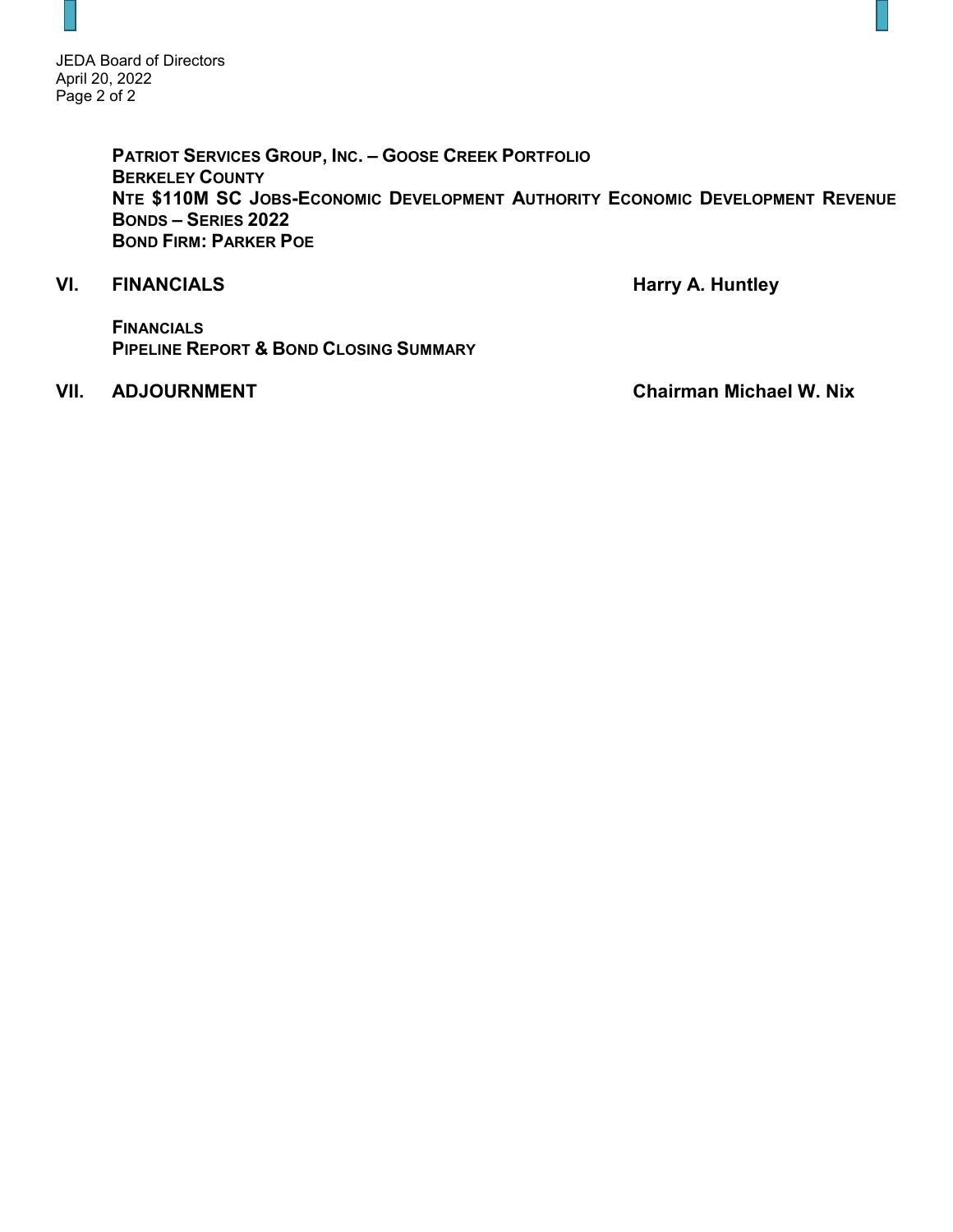**PATRIOT SERVICES GROUP, INC. – GOOSE CREEK PORTFOLIO**
**BERKELEY COUNTY**
**NTE $110M SC JOBS-ECONOMIC DEVELOPMENT AUTHORITY ECONOMIC DEVELOPMENT REVENUE BONDS – SERIES 2022**
**BOND FIRM: PARKER POE**

## VI. FINANCIALS — Harry A. Huntley

**FINANCIALS**
**PIPELINE REPORT & BOND CLOSING SUMMARY**

## VII. ADJOURNMENT — Chairman Michael W. Nix